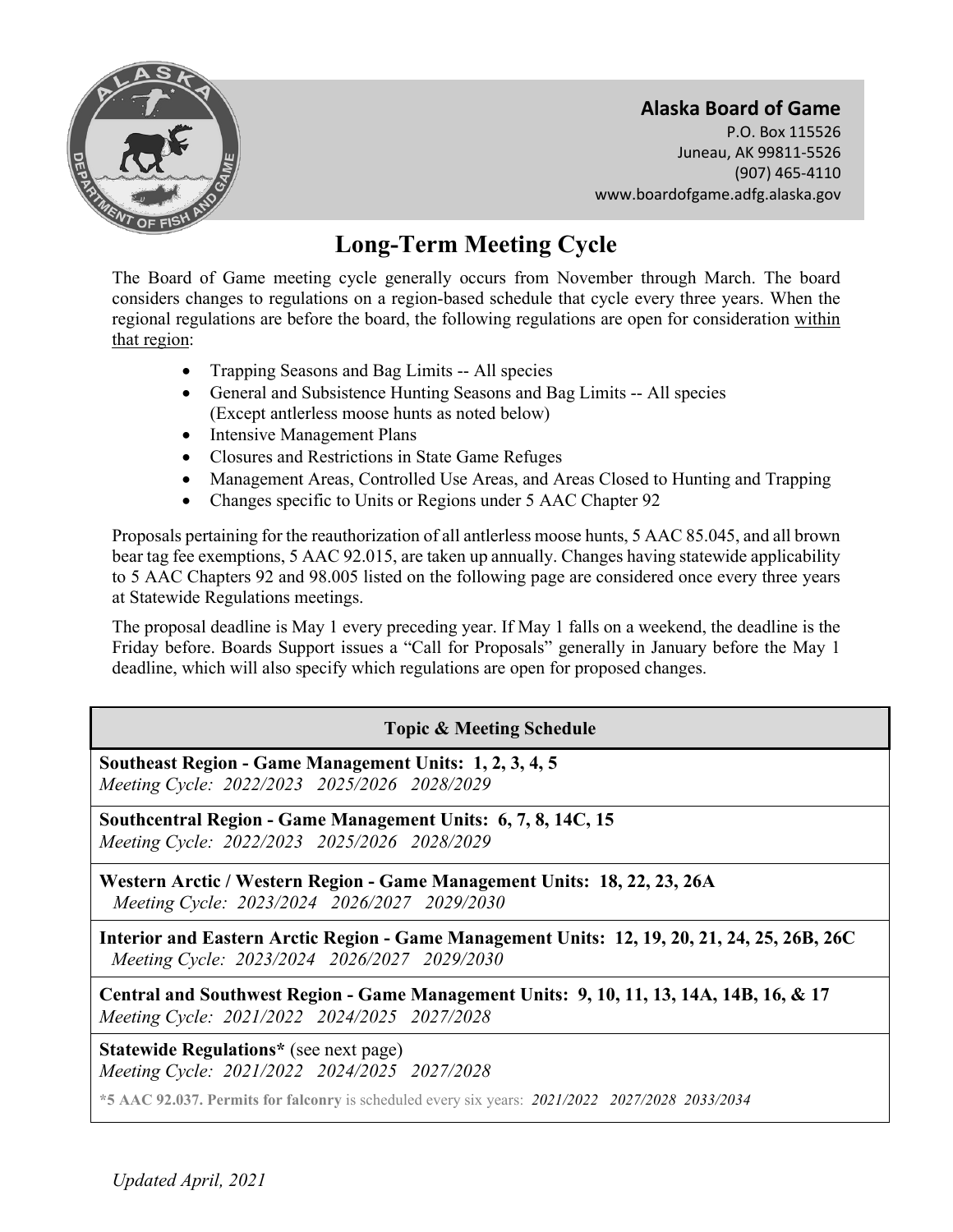**Alaska Board of Game**
P.O. Box 115526
Juneau, AK 99811-5526
(907) 465-4110
www.boardofgame.adfg.alaska.gov

# Long-Term Meeting Cycle

The Board of Game meeting cycle generally occurs from November through March. The board considers changes to regulations on a region-based schedule that cycle every three years. When the regional regulations are before the board, the following regulations are open for consideration within that region:

- Trapping Seasons and Bag Limits -- All species
- General and Subsistence Hunting Seasons and Bag Limits -- All species (Except antlerless moose hunts as noted below)
- Intensive Management Plans
- Closures and Restrictions in State Game Refuges
- Management Areas, Controlled Use Areas, and Areas Closed to Hunting and Trapping
- Changes specific to Units or Regions under 5 AAC Chapter 92

Proposals pertaining for the reauthorization of all antlerless moose hunts, 5 AAC 85.045, and all brown bear tag fee exemptions, 5 AAC 92.015, are taken up annually. Changes having statewide applicability to 5 AAC Chapters 92 and 98.005 listed on the following page are considered once every three years at Statewide Regulations meetings.

The proposal deadline is May 1 every preceding year. If May 1 falls on a weekend, the deadline is the Friday before. Boards Support issues a "Call for Proposals" generally in January before the May 1 deadline, which will also specify which regulations are open for proposed changes.

| Topic & Meeting Schedule |
| --- |
| **Southeast Region - Game Management Units: 1, 2, 3, 4, 5**<br>*Meeting Cycle: 2022/2023 2025/2026 2028/2029* |
| **Southcentral Region - Game Management Units: 6, 7, 8, 14C, 15**<br>*Meeting Cycle: 2022/2023 2025/2026 2028/2029* |
| **Western Arctic / Western Region - Game Management Units: 18, 22, 23, 26A**<br>*Meeting Cycle: 2023/2024 2026/2027 2029/2030* |
| **Interior and Eastern Arctic Region - Game Management Units: 12, 19, 20, 21, 24, 25, 26B, 26C**<br>*Meeting Cycle: 2023/2024 2026/2027 2029/2030* |
| **Central and Southwest Region - Game Management Units: 9, 10, 11, 13, 14A, 14B, 16, & 17**<br>*Meeting Cycle: 2021/2022 2024/2025 2027/2028* |
| **Statewide Regulations*** (see next page)<br>*Meeting Cycle: 2021/2022 2024/2025 2027/2028*<br>**\*5 AAC 92.037. Permits for falconry** is scheduled every six years: *2021/2022 2027/2028 2033/2034* |

*Updated April, 2021*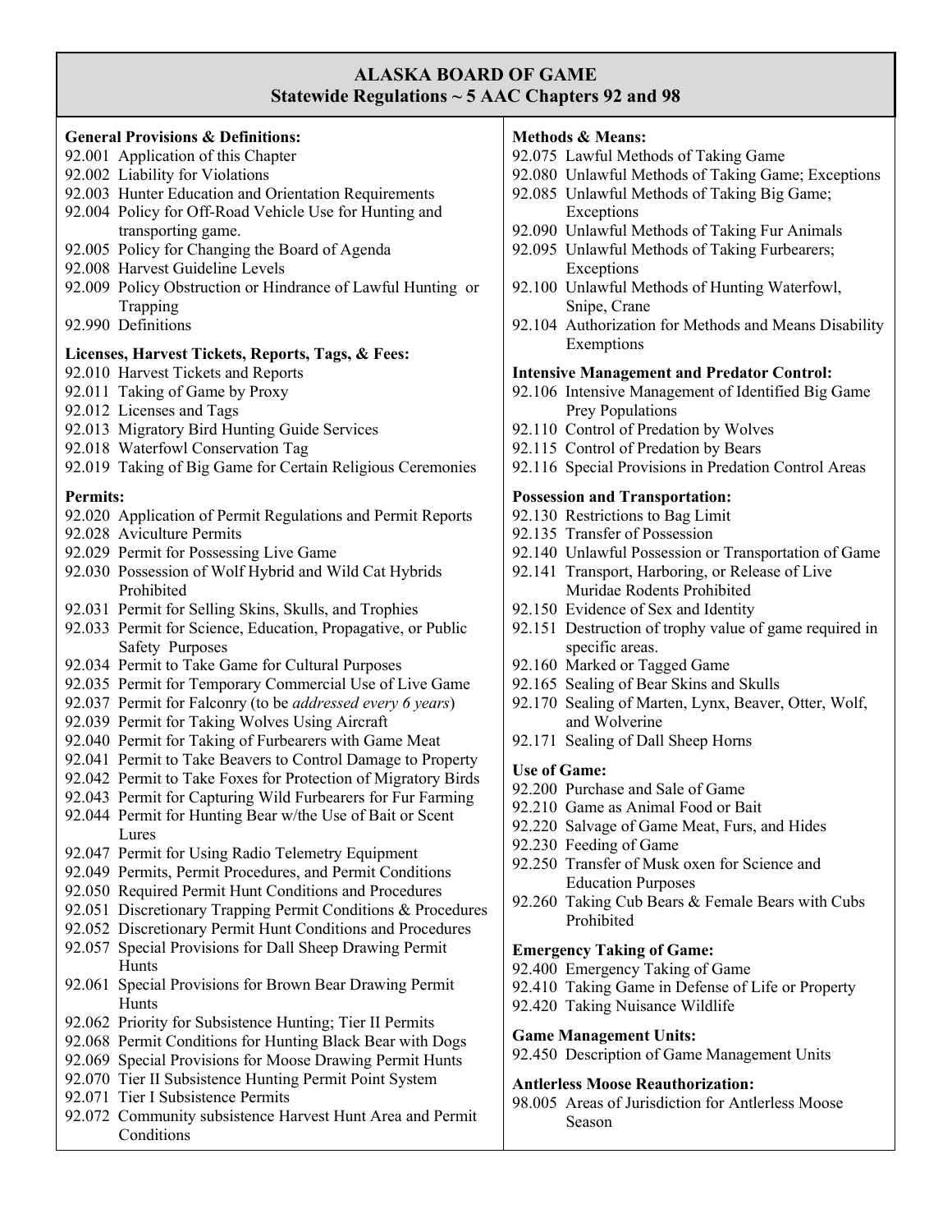# ALASKA BOARD OF GAME
## Statewide Regulations ~ 5 AAC Chapters 92 and 98

**General Provisions & Definitions:**

- 92.001 Application of this Chapter
- 92.002 Liability for Violations
- 92.003 Hunter Education and Orientation Requirements
- 92.004 Policy for Off-Road Vehicle Use for Hunting and transporting game.
- 92.005 Policy for Changing the Board of Agenda
- 92.008 Harvest Guideline Levels
- 92.009 Policy Obstruction or Hindrance of Lawful Hunting or Trapping
- 92.990 Definitions

**Licenses, Harvest Tickets, Reports, Tags, & Fees:**

- 92.010 Harvest Tickets and Reports
- 92.011 Taking of Game by Proxy
- 92.012 Licenses and Tags
- 92.013 Migratory Bird Hunting Guide Services
- 92.018 Waterfowl Conservation Tag
- 92.019 Taking of Big Game for Certain Religious Ceremonies

**Permits:**

- 92.020 Application of Permit Regulations and Permit Reports
- 92.028 Aviculture Permits
- 92.029 Permit for Possessing Live Game
- 92.030 Possession of Wolf Hybrid and Wild Cat Hybrids Prohibited
- 92.031 Permit for Selling Skins, Skulls, and Trophies
- 92.033 Permit for Science, Education, Propagative, or Public Safety Purposes
- 92.034 Permit to Take Game for Cultural Purposes
- 92.035 Permit for Temporary Commercial Use of Live Game
- 92.037 Permit for Falconry (to be *addressed every 6 years*)
- 92.039 Permit for Taking Wolves Using Aircraft
- 92.040 Permit for Taking of Furbearers with Game Meat
- 92.041 Permit to Take Beavers to Control Damage to Property
- 92.042 Permit to Take Foxes for Protection of Migratory Birds
- 92.043 Permit for Capturing Wild Furbearers for Fur Farming
- 92.044 Permit for Hunting Bear w/the Use of Bait or Scent Lures
- 92.047 Permit for Using Radio Telemetry Equipment
- 92.049 Permits, Permit Procedures, and Permit Conditions
- 92.050 Required Permit Hunt Conditions and Procedures
- 92.051 Discretionary Trapping Permit Conditions & Procedures
- 92.052 Discretionary Permit Hunt Conditions and Procedures
- 92.057 Special Provisions for Dall Sheep Drawing Permit Hunts
- 92.061 Special Provisions for Brown Bear Drawing Permit Hunts
- 92.062 Priority for Subsistence Hunting; Tier II Permits
- 92.068 Permit Conditions for Hunting Black Bear with Dogs
- 92.069 Special Provisions for Moose Drawing Permit Hunts
- 92.070 Tier II Subsistence Hunting Permit Point System
- 92.071 Tier I Subsistence Permits
- 92.072 Community subsistence Harvest Hunt Area and Permit Conditions

**Methods & Means:**

- 92.075 Lawful Methods of Taking Game
- 92.080 Unlawful Methods of Taking Game; Exceptions
- 92.085 Unlawful Methods of Taking Big Game; Exceptions
- 92.090 Unlawful Methods of Taking Fur Animals
- 92.095 Unlawful Methods of Taking Furbearers; Exceptions
- 92.100 Unlawful Methods of Hunting Waterfowl, Snipe, Crane
- 92.104 Authorization for Methods and Means Disability Exemptions

**Intensive Management and Predator Control:**

- 92.106 Intensive Management of Identified Big Game Prey Populations
- 92.110 Control of Predation by Wolves
- 92.115 Control of Predation by Bears
- 92.116 Special Provisions in Predation Control Areas

**Possession and Transportation:**

- 92.130 Restrictions to Bag Limit
- 92.135 Transfer of Possession
- 92.140 Unlawful Possession or Transportation of Game
- 92.141 Transport, Harboring, or Release of Live Muridae Rodents Prohibited
- 92.150 Evidence of Sex and Identity
- 92.151 Destruction of trophy value of game required in specific areas.
- 92.160 Marked or Tagged Game
- 92.165 Sealing of Bear Skins and Skulls
- 92.170 Sealing of Marten, Lynx, Beaver, Otter, Wolf, and Wolverine
- 92.171 Sealing of Dall Sheep Horns

**Use of Game:**

- 92.200 Purchase and Sale of Game
- 92.210 Game as Animal Food or Bait
- 92.220 Salvage of Game Meat, Furs, and Hides
- 92.230 Feeding of Game
- 92.250 Transfer of Musk oxen for Science and Education Purposes
- 92.260 Taking Cub Bears & Female Bears with Cubs Prohibited

**Emergency Taking of Game:**

- 92.400 Emergency Taking of Game
- 92.410 Taking Game in Defense of Life or Property
- 92.420 Taking Nuisance Wildlife

**Game Management Units:**

- 92.450 Description of Game Management Units

**Antlerless Moose Reauthorization:**

- 98.005 Areas of Jurisdiction for Antlerless Moose Season